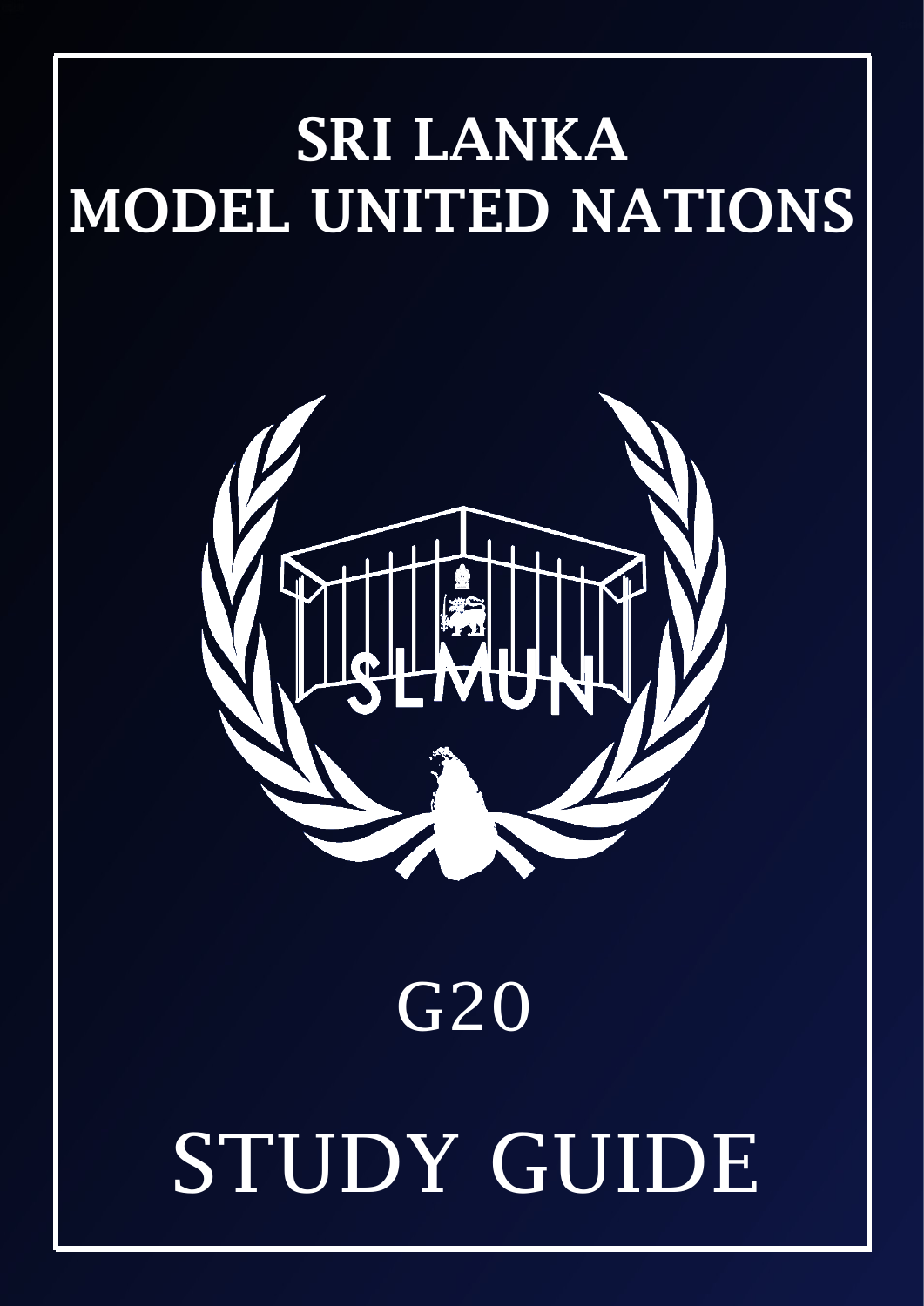# SRI LANKA MODEL UNITED NATIONS

SLMUN

## G20

# STUDY GUIDE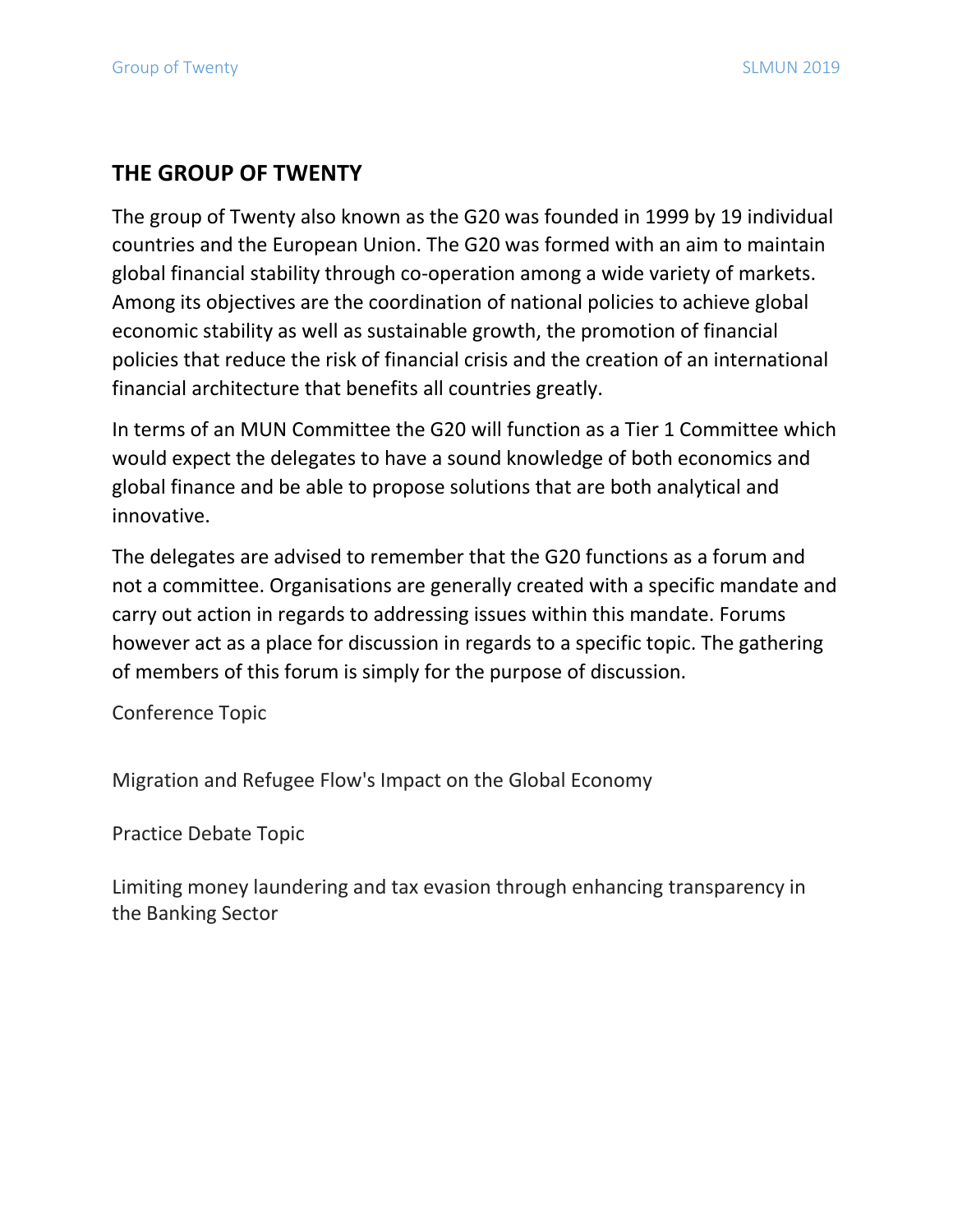## THE GROUP OF TWENTY

The group of Twenty also known as the G20 was founded in 1999 by 19 individual countries and the European Union. The G20 was formed with an aim to maintain global financial stability through co-operation among a wide variety of markets. Among its objectives are the coordination of national policies to achieve global economic stability as well as sustainable growth, the promotion of financial policies that reduce the risk of financial crisis and the creation of an international financial architecture that benefits all countries greatly.

In terms of an MUN Committee the G20 will function as a Tier 1 Committee which would expect the delegates to have a sound knowledge of both economics and global finance and be able to propose solutions that are both analytical and innovative.

The delegates are advised to remember that the G20 functions as a forum and not a committee. Organisations are generally created with a specific mandate and carry out action in regards to addressing issues within this mandate. Forums however act as a place for discussion in regards to a specific topic. The gathering of members of this forum is simply for the purpose of discussion.

Conference Topic

Migration and Refugee Flow's Impact on the Global Economy

Practice Debate Topic

Limiting money laundering and tax evasion through enhancing transparency in the Banking Sector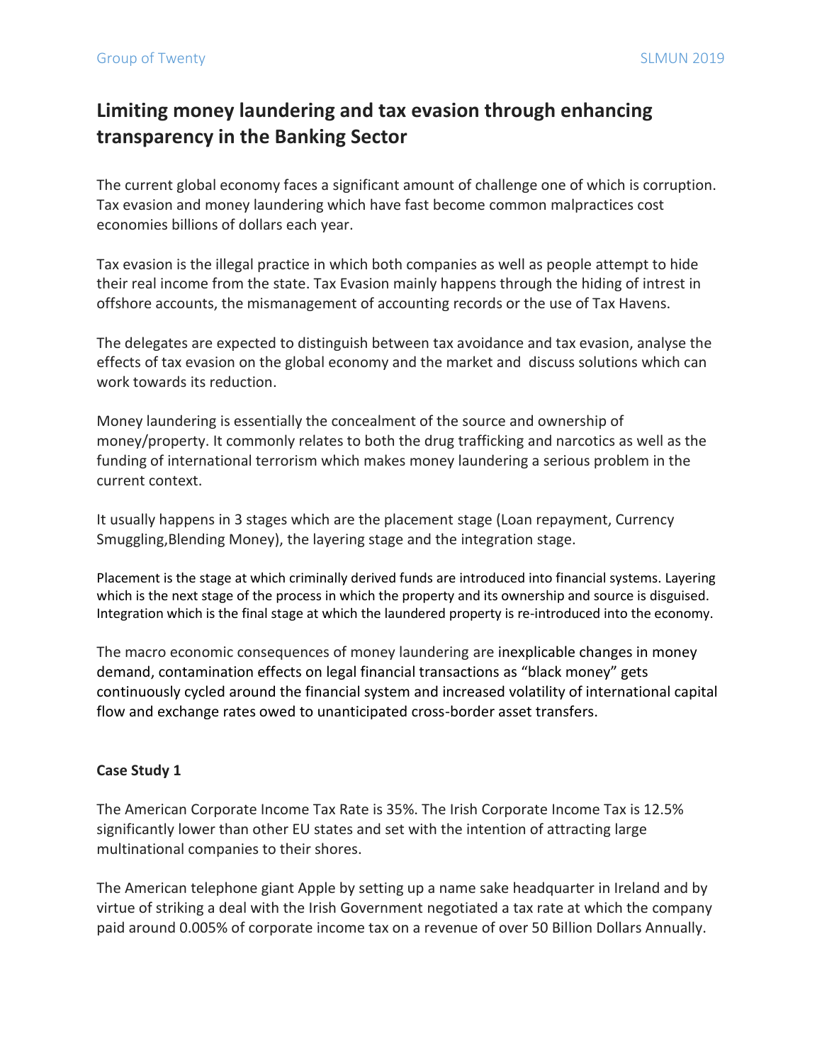## Limiting money laundering and tax evasion through enhancing transparency in the Banking Sector

The current global economy faces a significant amount of challenge one of which is corruption. Tax evasion and money laundering which have fast become common malpractices cost economies billions of dollars each year.

Tax evasion is the illegal practice in which both companies as well as people attempt to hide their real income from the state. Tax Evasion mainly happens through the hiding of intrest in offshore accounts, the mismanagement of accounting records or the use of Tax Havens.

The delegates are expected to distinguish between tax avoidance and tax evasion, analyse the effects of tax evasion on the global economy and the market and discuss solutions which can work towards its reduction.

Money laundering is essentially the concealment of the source and ownership of money/property. It commonly relates to both the drug trafficking and narcotics as well as the funding of international terrorism which makes money laundering a serious problem in the current context.

It usually happens in 3 stages which are the placement stage (Loan repayment, Currency Smuggling,Blending Money), the layering stage and the integration stage.

Placement is the stage at which criminally derived funds are introduced into financial systems. Layering which is the next stage of the process in which the property and its ownership and source is disguised. Integration which is the final stage at which the laundered property is re-introduced into the economy.

The macro economic consequences of money laundering are inexplicable changes in money demand, contamination effects on legal financial transactions as "black money" gets continuously cycled around the financial system and increased volatility of international capital flow and exchange rates owed to unanticipated cross-border asset transfers.

**Case Study 1**

The American Corporate Income Tax Rate is 35%. The Irish Corporate Income Tax is 12.5% significantly lower than other EU states and set with the intention of attracting large multinational companies to their shores.

The American telephone giant Apple by setting up a name sake headquarter in Ireland and by virtue of striking a deal with the Irish Government negotiated a tax rate at which the company paid around 0.005% of corporate income tax on a revenue of over 50 Billion Dollars Annually.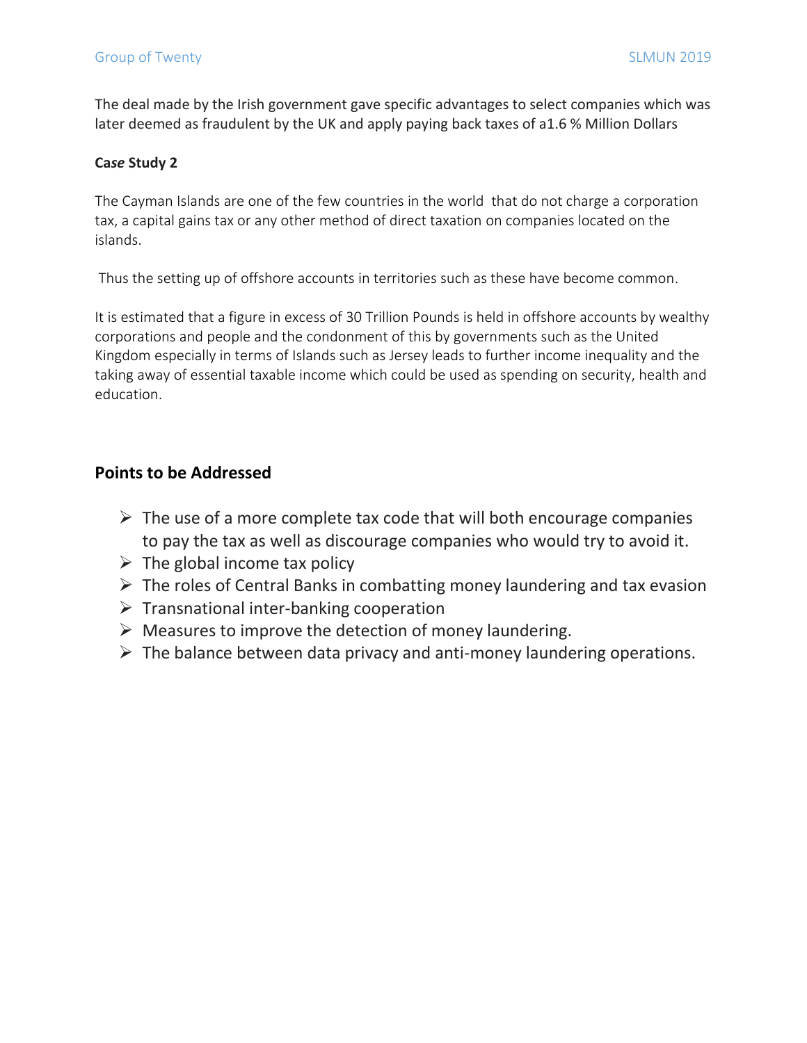The deal made by the Irish government gave specific advantages to select companies which was later deemed as fraudulent by the UK and apply paying back taxes of a1.6 % Million Dollars

**Case Study 2**

The Cayman Islands are one of the few countries in the world that do not charge a corporation tax, a capital gains tax or any other method of direct taxation on companies located on the islands.

Thus the setting up of offshore accounts in territories such as these have become common.

It is estimated that a figure in excess of 30 Trillion Pounds is held in offshore accounts by wealthy corporations and people and the condonment of this by governments such as the United Kingdom especially in terms of Islands such as Jersey leads to further income inequality and the taking away of essential taxable income which could be used as spending on security, health and education.

## Points to be Addressed

- The use of a more complete tax code that will both encourage companies to pay the tax as well as discourage companies who would try to avoid it.
- The global income tax policy
- The roles of Central Banks in combatting money laundering and tax evasion
- Transnational inter-banking cooperation
- Measures to improve the detection of money laundering.
- The balance between data privacy and anti-money laundering operations.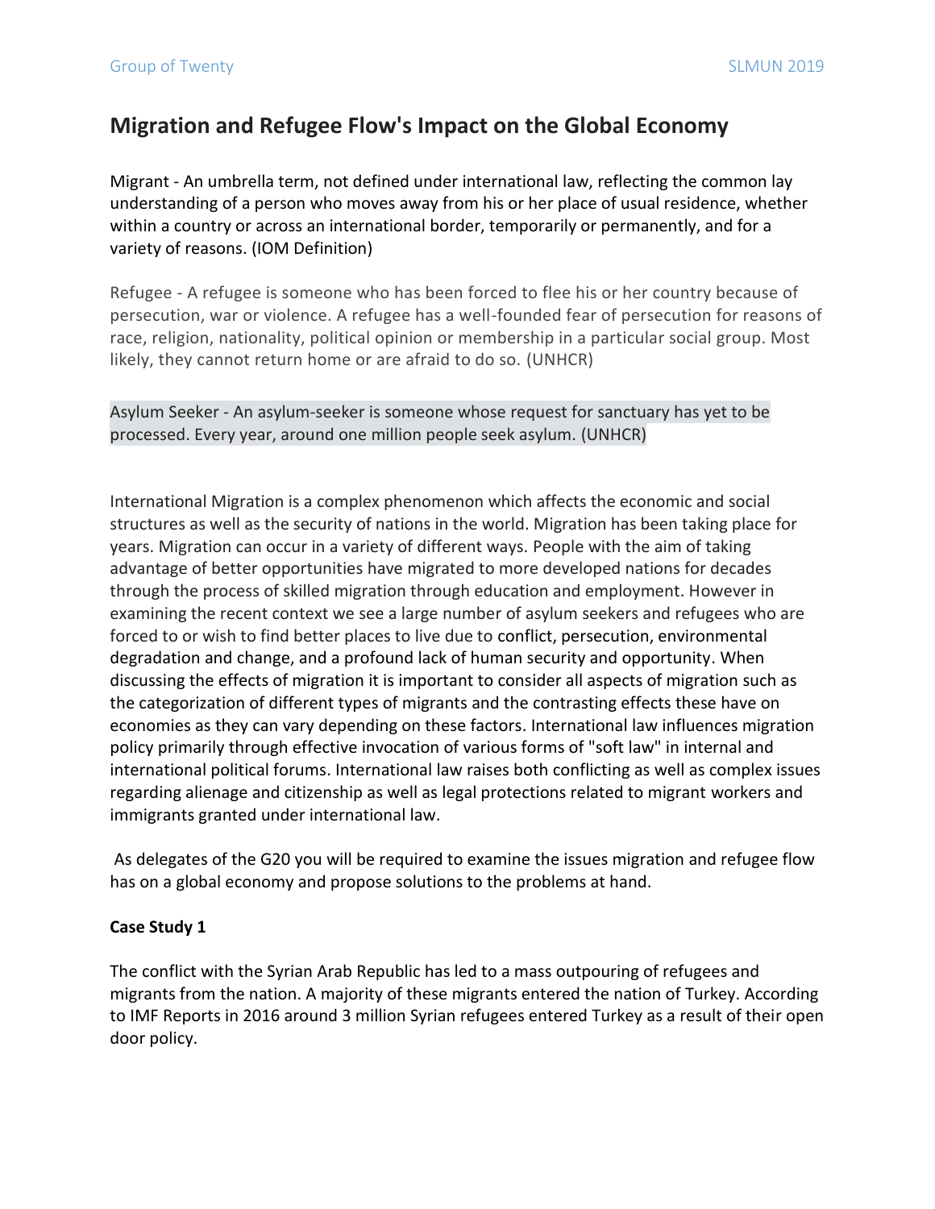## Migration and Refugee Flow's Impact on the Global Economy

Migrant - An umbrella term, not defined under international law, reflecting the common lay understanding of a person who moves away from his or her place of usual residence, whether within a country or across an international border, temporarily or permanently, and for a variety of reasons. (IOM Definition)

Refugee - A refugee is someone who has been forced to flee his or her country because of persecution, war or violence. A refugee has a well-founded fear of persecution for reasons of race, religion, nationality, political opinion or membership in a particular social group. Most likely, they cannot return home or are afraid to do so. (UNHCR)

Asylum Seeker - An asylum-seeker is someone whose request for sanctuary has yet to be processed. Every year, around one million people seek asylum. (UNHCR)

International Migration is a complex phenomenon which affects the economic and social structures as well as the security of nations in the world. Migration has been taking place for years. Migration can occur in a variety of different ways. People with the aim of taking advantage of better opportunities have migrated to more developed nations for decades through the process of skilled migration through education and employment. However in examining the recent context we see a large number of asylum seekers and refugees who are forced to or wish to find better places to live due to conflict, persecution, environmental degradation and change, and a profound lack of human security and opportunity. When discussing the effects of migration it is important to consider all aspects of migration such as the categorization of different types of migrants and the contrasting effects these have on economies as they can vary depending on these factors. International law influences migration policy primarily through effective invocation of various forms of "soft law" in internal and international political forums. International law raises both conflicting as well as complex issues regarding alienage and citizenship as well as legal protections related to migrant workers and immigrants granted under international law.

As delegates of the G20 you will be required to examine the issues migration and refugee flow has on a global economy and propose solutions to the problems at hand.

**Case Study 1**

The conflict with the Syrian Arab Republic has led to a mass outpouring of refugees and migrants from the nation. A majority of these migrants entered the nation of Turkey. According to IMF Reports in 2016 around 3 million Syrian refugees entered Turkey as a result of their open door policy.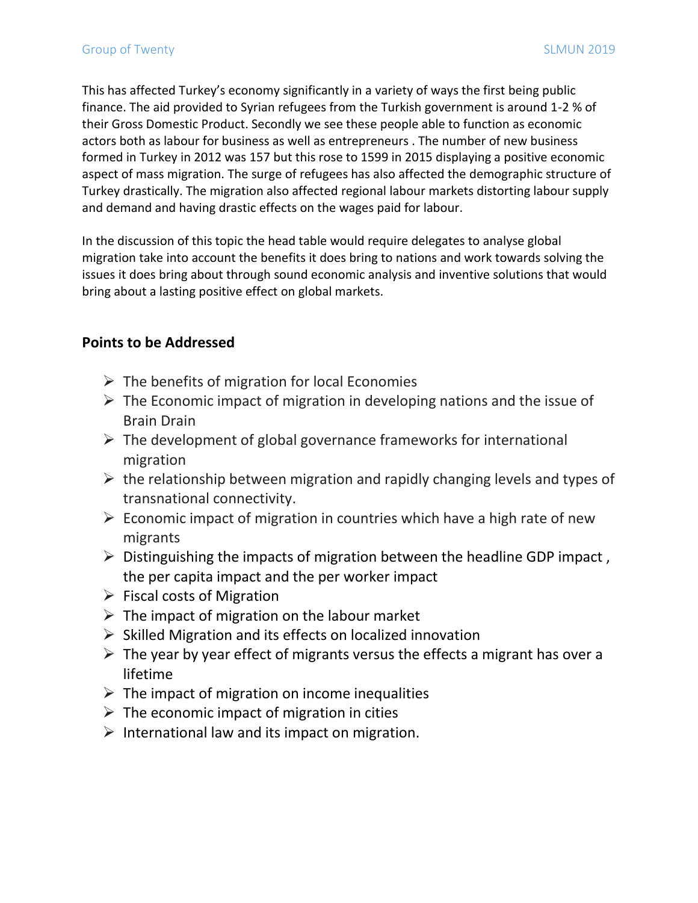This has affected Turkey's economy significantly in a variety of ways the first being public finance. The aid provided to Syrian refugees from the Turkish government is around 1-2 % of their Gross Domestic Product. Secondly we see these people able to function as economic actors both as labour for business as well as entrepreneurs . The number of new business formed in Turkey in 2012 was 157 but this rose to 1599 in 2015 displaying a positive economic aspect of mass migration. The surge of refugees has also affected the demographic structure of Turkey drastically. The migration also affected regional labour markets distorting labour supply and demand and having drastic effects on the wages paid for labour.

In the discussion of this topic the head table would require delegates to analyse global migration take into account the benefits it does bring to nations and work towards solving the issues it does bring about through sound economic analysis and inventive solutions that would bring about a lasting positive effect on global markets.

### Points to be Addressed

- The benefits of migration for local Economies
- The Economic impact of migration in developing nations and the issue of Brain Drain
- The development of global governance frameworks for international migration
- the relationship between migration and rapidly changing levels and types of transnational connectivity.
- Economic impact of migration in countries which have a high rate of new migrants
- Distinguishing the impacts of migration between the headline GDP impact , the per capita impact and the per worker impact
- Fiscal costs of Migration
- The impact of migration on the labour market
- Skilled Migration and its effects on localized innovation
- The year by year effect of migrants versus the effects a migrant has over a lifetime
- The impact of migration on income inequalities
- The economic impact of migration in cities
- International law and its impact on migration.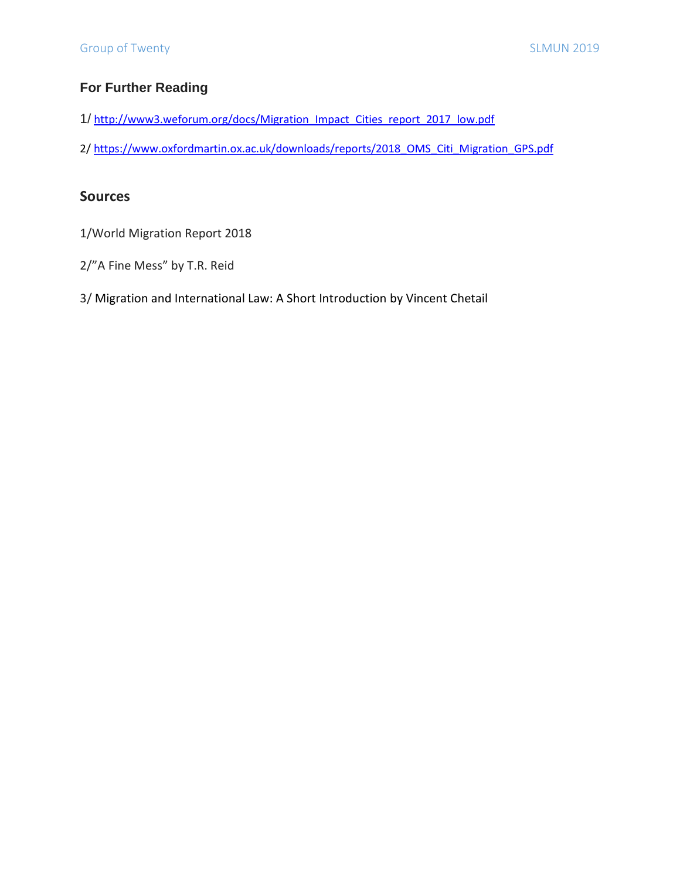## For Further Reading

1/ http://www3.weforum.org/docs/Migration_Impact_Cities_report_2017_low.pdf

2/ https://www.oxfordmartin.ox.ac.uk/downloads/reports/2018_OMS_Citi_Migration_GPS.pdf

## Sources

1/World Migration Report 2018

2/"A Fine Mess" by T.R. Reid

3/ Migration and International Law: A Short Introduction by Vincent Chetail